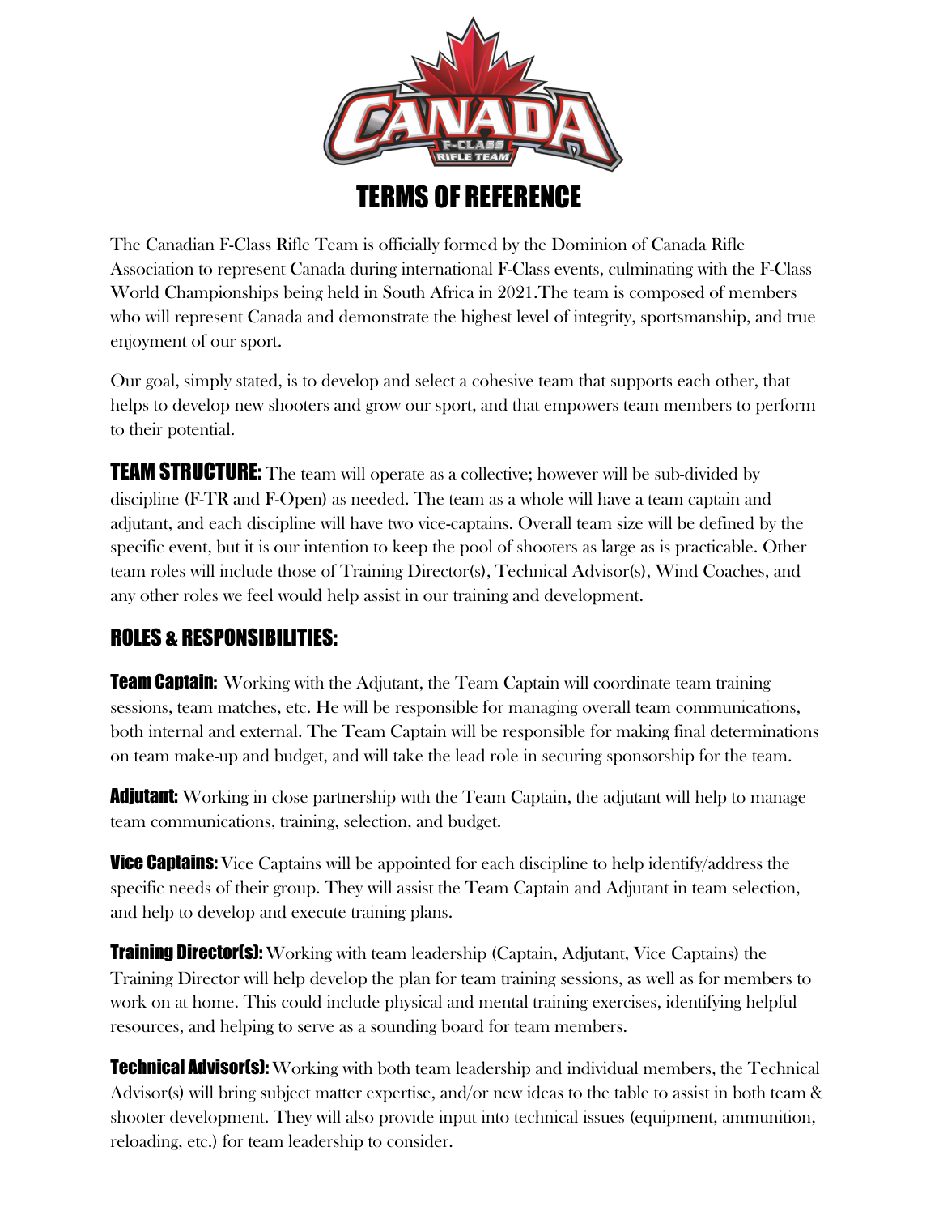# TERMS OF REFERENCE

The Canadian F-Class Rifle Team is officially formed by the Dominion of Canada Rifle Association to represent Canada during international F-Class events, culminating with the F-Class World Championships being held in South Africa in 2021.The team is composed of members who will represent Canada and demonstrate the highest level of integrity, sportsmanship, and true enjoyment of our sport.

Our goal, simply stated, is to develop and select a cohesive team that supports each other, that helps to develop new shooters and grow our sport, and that empowers team members to perform to their potential.

**TEAM STRUCTURE:** The team will operate as a collective; however will be sub-divided by discipline (F-TR and F-Open) as needed. The team as a whole will have a team captain and adjutant, and each discipline will have two vice-captains. Overall team size will be defined by the specific event, but it is our intention to keep the pool of shooters as large as is practicable. Other team roles will include those of Training Director(s), Technical Advisor(s), Wind Coaches, and any other roles we feel would help assist in our training and development.

## ROLES & RESPONSIBILITIES:

**Team Captain:** Working with the Adjutant, the Team Captain will coordinate team training sessions, team matches, etc. He will be responsible for managing overall team communications, both internal and external. The Team Captain will be responsible for making final determinations on team make-up and budget, and will take the lead role in securing sponsorship for the team.

**Adjutant:** Working in close partnership with the Team Captain, the adjutant will help to manage team communications, training, selection, and budget.

**Vice Captains:** Vice Captains will be appointed for each discipline to help identify/address the specific needs of their group. They will assist the Team Captain and Adjutant in team selection, and help to develop and execute training plans.

**Training Director(s):** Working with team leadership (Captain, Adjutant, Vice Captains) the Training Director will help develop the plan for team training sessions, as well as for members to work on at home. This could include physical and mental training exercises, identifying helpful resources, and helping to serve as a sounding board for team members.

**Technical Advisor(s):** Working with both team leadership and individual members, the Technical Advisor(s) will bring subject matter expertise, and/or new ideas to the table to assist in both team & shooter development. They will also provide input into technical issues (equipment, ammunition, reloading, etc.) for team leadership to consider.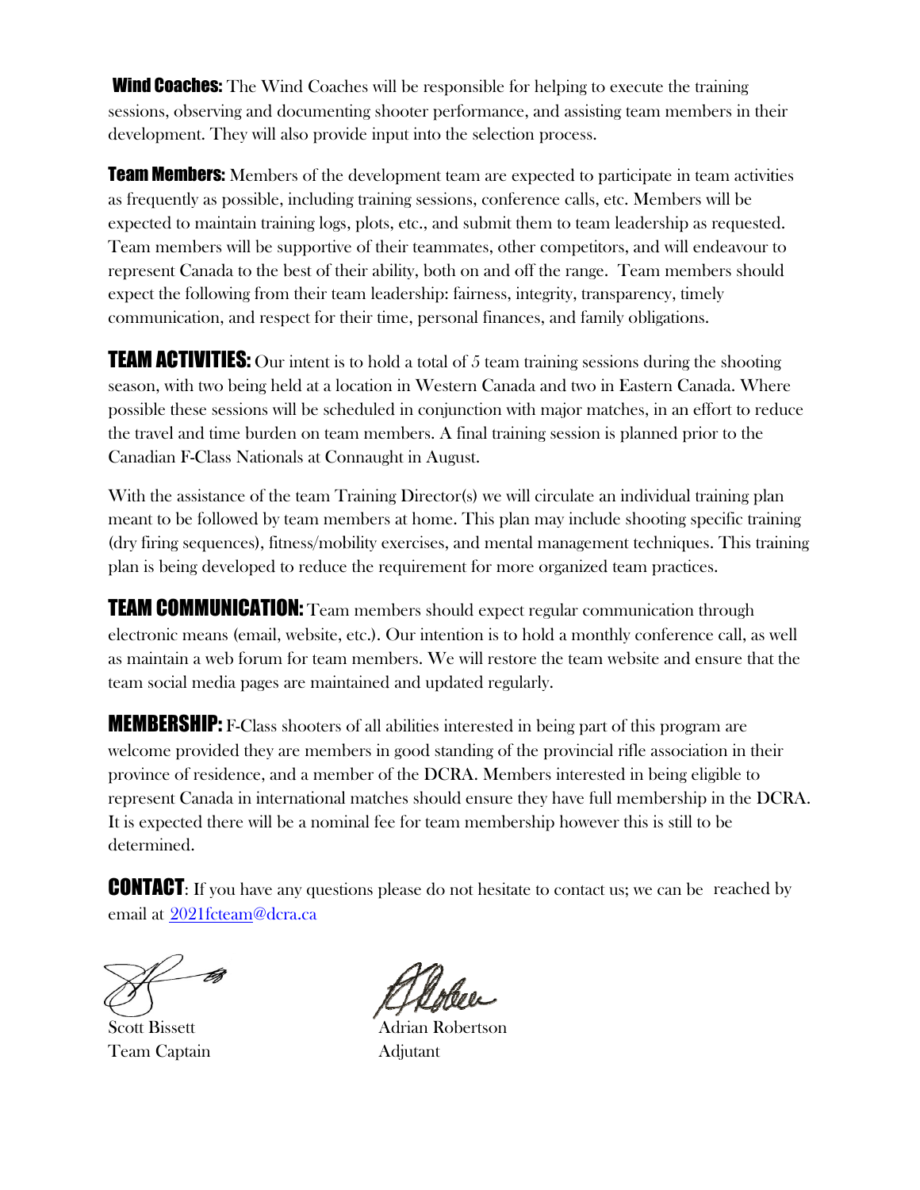**Wind Coaches:** The Wind Coaches will be responsible for helping to execute the training sessions, observing and documenting shooter performance, and assisting team members in their development. They will also provide input into the selection process.

**Team Members:** Members of the development team are expected to participate in team activities as frequently as possible, including training sessions, conference calls, etc. Members will be expected to maintain training logs, plots, etc., and submit them to team leadership as requested. Team members will be supportive of their teammates, other competitors, and will endeavour to represent Canada to the best of their ability, both on and off the range. Team members should expect the following from their team leadership: fairness, integrity, transparency, timely communication, and respect for their time, personal finances, and family obligations.

**TEAM ACTIVITIES:** Our intent is to hold a total of 5 team training sessions during the shooting season, with two being held at a location in Western Canada and two in Eastern Canada. Where possible these sessions will be scheduled in conjunction with major matches, in an effort to reduce the travel and time burden on team members. A final training session is planned prior to the Canadian F-Class Nationals at Connaught in August.

With the assistance of the team Training Director(s) we will circulate an individual training plan meant to be followed by team members at home. This plan may include shooting specific training (dry firing sequences), fitness/mobility exercises, and mental management techniques. This training plan is being developed to reduce the requirement for more organized team practices.

**TEAM COMMUNICATION:** Team members should expect regular communication through electronic means (email, website, etc.). Our intention is to hold a monthly conference call, as well as maintain a web forum for team members. We will restore the team website and ensure that the team social media pages are maintained and updated regularly.

**MEMBERSHIP:** F-Class shooters of all abilities interested in being part of this program are welcome provided they are members in good standing of the provincial rifle association in their province of residence, and a member of the DCRA. Members interested in being eligible to represent Canada in international matches should ensure they have full membership in the DCRA. It is expected there will be a nominal fee for team membership however this is still to be determined.

**CONTACT**: If you have any questions please do not hesitate to contact us; we can be reached by email at 2021fcteam@dcra.ca

Scott Bissett
Team Captain

Adrian Robertson
Adjutant